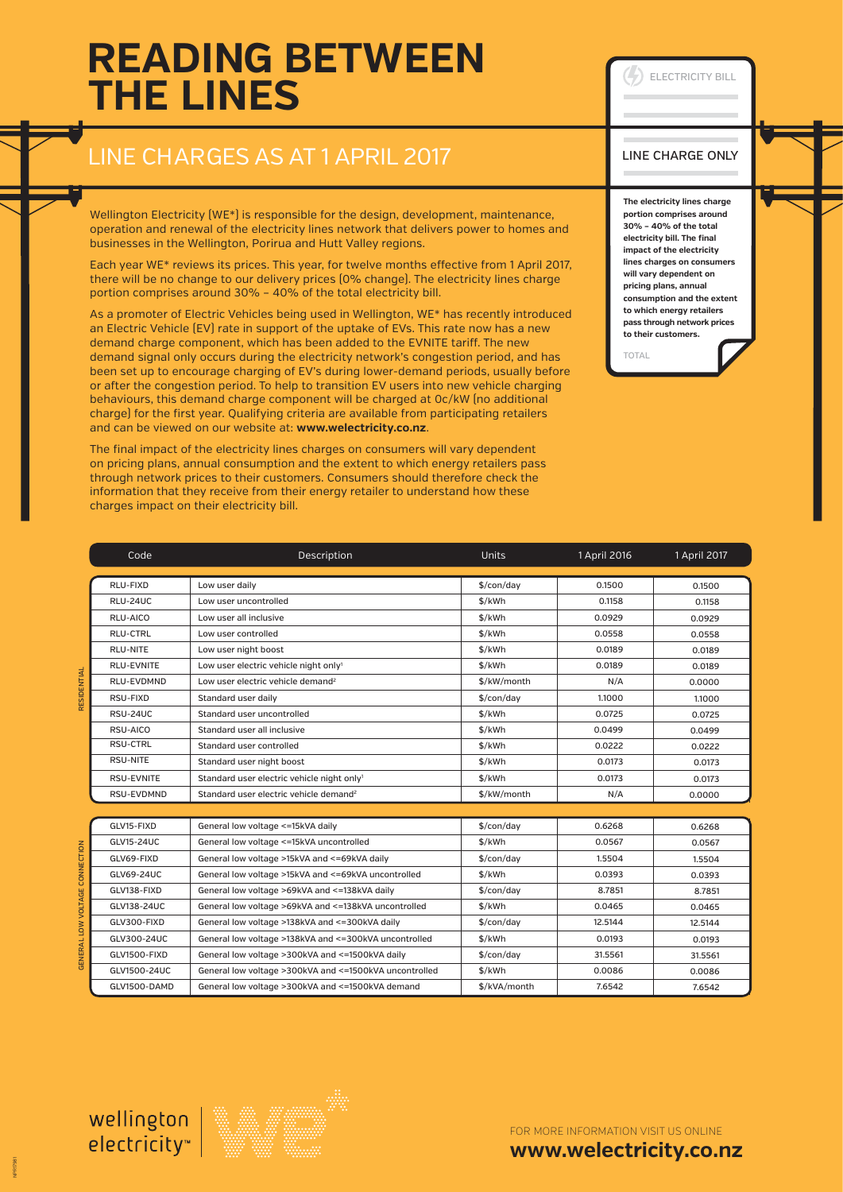# READING BETWEEN THE LINES

## LINE CHARGES AS AT 1 APRIL 2017

Wellington Electricity (WE*) is responsible for the design, development, maintenance, operation and renewal of the electricity lines network that delivers power to homes and businesses in the Wellington, Porirua and Hutt Valley regions.

Each year WE* reviews its prices. This year, for twelve months effective from 1 April 2017, there will be no change to our delivery prices (0% change). The electricity lines charge portion comprises around 30% – 40% of the total electricity bill.

As a promoter of Electric Vehicles being used in Wellington, WE* has recently introduced an Electric Vehicle (EV) rate in support of the uptake of EVs. This rate now has a new demand charge component, which has been added to the EVNITE tariff. The new demand signal only occurs during the electricity network's congestion period, and has been set up to encourage charging of EV's during lower-demand periods, usually before or after the congestion period. To help to transition EV users into new vehicle charging behaviours, this demand charge component will be charged at 0c/kW (no additional charge) for the first year. Qualifying criteria are available from participating retailers and can be viewed on our website at: **www.welectricity.co.nz**.

The final impact of the electricity lines charges on consumers will vary dependent on pricing plans, annual consumption and the extent to which energy retailers pass through network prices to their customers. Consumers should therefore check the information that they receive from their energy retailer to understand how these charges impact on their electricity bill.

ELECTRICITY BILL

LINE CHARGE ONLY

**The electricity lines charge portion comprises around 30% – 40% of the total electricity bill. The final impact of the electricity lines charges on consumers will vary dependent on pricing plans, annual consumption and the extent to which energy retailers pass through network prices to their customers.**

TOTAL

| | Code | Description | Units | 1 April 2016 | 1 April 2017 |
|---|---|---|---|---|---|
| RESIDENTIAL | RLU-FIXD | Low user daily | $/con/day | 0.1500 | 0.1500 |
| | RLU-24UC | Low user uncontrolled | $/kWh | 0.1158 | 0.1158 |
| | RLU-AICO | Low user all inclusive | $/kWh | 0.0929 | 0.0929 |
| | RLU-CTRL | Low user controlled | $/kWh | 0.0558 | 0.0558 |
| | RLU-NITE | Low user night boost | $/kWh | 0.0189 | 0.0189 |
| | RLU-EVNITE | Low user electric vehicle night only[1] | $/kWh | 0.0189 | 0.0189 |
| | RLU-EVDMND | Low user electric vehicle demand[2] | $/kW/month | N/A | 0.0000 |
| | RSU-FIXD | Standard user daily | $/con/day | 1.1000 | 1.1000 |
| | RSU-24UC | Standard user uncontrolled | $/kWh | 0.0725 | 0.0725 |
| | RSU-AICO | Standard user all inclusive | $/kWh | 0.0499 | 0.0499 |
| | RSU-CTRL | Standard user controlled | $/kWh | 0.0222 | 0.0222 |
| | RSU-NITE | Standard user night boost | $/kWh | 0.0173 | 0.0173 |
| | RSU-EVNITE | Standard user electric vehicle night only[1] | $/kWh | 0.0173 | 0.0173 |
| | RSU-EVDMND | Standard user electric vehicle demand[2] | $/kW/month | N/A | 0.0000 |
| GENERAL LOW VOLTAGE CONNECTION | GLV15-FIXD | General low voltage <=15kVA daily | $/con/day | 0.6268 | 0.6268 |
| | GLV15-24UC | General low voltage <=15kVA uncontrolled | $/kWh | 0.0567 | 0.0567 |
| | GLV69-FIXD | General low voltage >15kVA and <=69kVA daily | $/con/day | 1.5504 | 1.5504 |
| | GLV69-24UC | General low voltage >15kVA and <=69kVA uncontrolled | $/kWh | 0.0393 | 0.0393 |
| | GLV138-FIXD | General low voltage >69kVA and <=138kVA daily | $/con/day | 8.7851 | 8.7851 |
| | GLV138-24UC | General low voltage >69kVA and <=138kVA uncontrolled | $/kWh | 0.0465 | 0.0465 |
| | GLV300-FIXD | General low voltage >138kVA and <=300kVA daily | $/con/day | 12.5144 | 12.5144 |
| | GLV300-24UC | General low voltage >138kVA and <=300kVA uncontrolled | $/kWh | 0.0193 | 0.0193 |
| | GLV1500-FIXD | General low voltage >300kVA and <=1500kVA daily | $/con/day | 31.5561 | 31.5561 |
| | GLV1500-24UC | General low voltage >300kVA and <=1500kVA uncontrolled | $/kWh | 0.0086 | 0.0086 |
| | GLV1500-DAMD | General low voltage >300kVA and <=1500kVA demand | $/kVA/month | 7.6542 | 7.6542 |

wellington electricity™

FOR MORE INFORMATION VISIT US ONLINE
**www.welectricity.co.nz**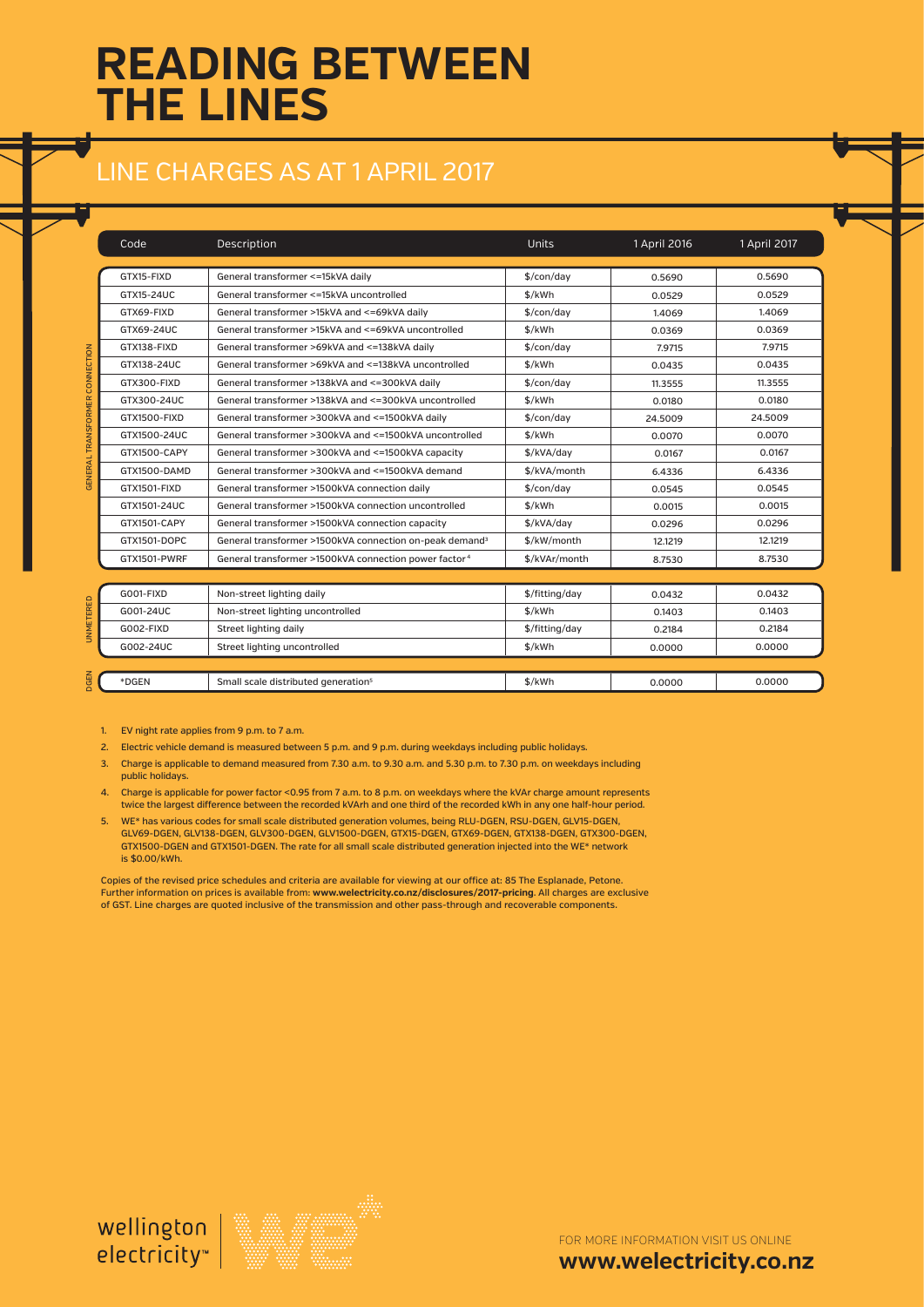# READING BETWEEN THE LINES

## LINE CHARGES AS AT 1 APRIL 2017

| | Code | Description | Units | 1 April 2016 | 1 April 2017 |
|---|---|---|---|---|---|
| GENERAL TRANSFORMER CONNECTION | GTX15-FIXD | General transformer <=15kVA daily | $/con/day | 0.5690 | 0.5690 |
| | GTX15-24UC | General transformer <=15kVA uncontrolled | $/kWh | 0.0529 | 0.0529 |
| | GTX69-FIXD | General transformer >15kVA and <=69kVA daily | $/con/day | 1.4069 | 1.4069 |
| | GTX69-24UC | General transformer >15kVA and <=69kVA uncontrolled | $/kWh | 0.0369 | 0.0369 |
| | GTX138-FIXD | General transformer >69kVA and <=138kVA daily | $/con/day | 7.9715 | 7.9715 |
| | GTX138-24UC | General transformer >69kVA and <=138kVA uncontrolled | $/kWh | 0.0435 | 0.0435 |
| | GTX300-FIXD | General transformer >138kVA and <=300kVA daily | $/con/day | 11.3555 | 11.3555 |
| | GTX300-24UC | General transformer >138kVA and <=300kVA uncontrolled | $/kWh | 0.0180 | 0.0180 |
| | GTX1500-FIXD | General transformer >300kVA and <=1500kVA daily | $/con/day | 24.5009 | 24.5009 |
| | GTX1500-24UC | General transformer >300kVA and <=1500kVA uncontrolled | $/kWh | 0.0070 | 0.0070 |
| | GTX1500-CAPY | General transformer >300kVA and <=1500kVA capacity | $/kVA/day | 0.0167 | 0.0167 |
| | GTX1500-DAMD | General transformer >300kVA and <=1500kVA demand | $/kVA/month | 6.4336 | 6.4336 |
| | GTX1501-FIXD | General transformer >1500kVA connection daily | $/con/day | 0.0545 | 0.0545 |
| | GTX1501-24UC | General transformer >1500kVA connection uncontrolled | $/kWh | 0.0015 | 0.0015 |
| | GTX1501-CAPY | General transformer >1500kVA connection capacity | $/kVA/day | 0.0296 | 0.0296 |
| | GTX1501-DOPC | General transformer >1500kVA connection on-peak demand[3] | $/kW/month | 12.1219 | 12.1219 |
| | GTX1501-PWRF | General transformer >1500kVA connection power factor[4] | $/kVAr/month | 8.7530 | 8.7530 |
| UNMETERED | G001-FIXD | Non-street lighting daily | $/fitting/day | 0.0432 | 0.0432 |
| | G001-24UC | Non-street lighting uncontrolled | $/kWh | 0.1403 | 0.1403 |
| | G002-FIXD | Street lighting daily | $/fitting/day | 0.2184 | 0.2184 |
| | G002-24UC | Street lighting uncontrolled | $/kWh | 0.0000 | 0.0000 |
| DGEN | *DGEN | Small scale distributed generation[5] | $/kWh | 0.0000 | 0.0000 |

1. EV night rate applies from 9 p.m. to 7 a.m.
2. Electric vehicle demand is measured between 5 p.m. and 9 p.m. during weekdays including public holidays.
3. Charge is applicable to demand measured from 7.30 a.m. to 9.30 a.m. and 5.30 p.m. to 7.30 p.m. on weekdays including public holidays.
4. Charge is applicable for power factor <0.95 from 7 a.m. to 8 p.m. on weekdays where the kVAr charge amount represents twice the largest difference between the recorded kVArh and one third of the recorded kWh in any one half-hour period.
5. WE* has various codes for small scale distributed generation volumes, being RLU-DGEN, RSU-DGEN, GLV15-DGEN, GLV69-DGEN, GLV138-DGEN, GLV300-DGEN, GLV1500-DGEN, GTX15-DGEN, GTX69-DGEN, GTX138-DGEN, GTX300-DGEN, GTX1500-DGEN and GTX1501-DGEN. The rate for all small scale distributed generation injected into the WE* network is $0.00/kWh.

Copies of the revised price schedules and criteria are available for viewing at our office at: 85 The Esplanade, Petone. Further information on prices is available from: **www.welectricity.co.nz/disclosures/2017-pricing**. All charges are exclusive of GST. Line charges are quoted inclusive of the transmission and other pass-through and recoverable components.

wellington electricity™

FOR MORE INFORMATION VISIT US ONLINE
**www.welectricity.co.nz**